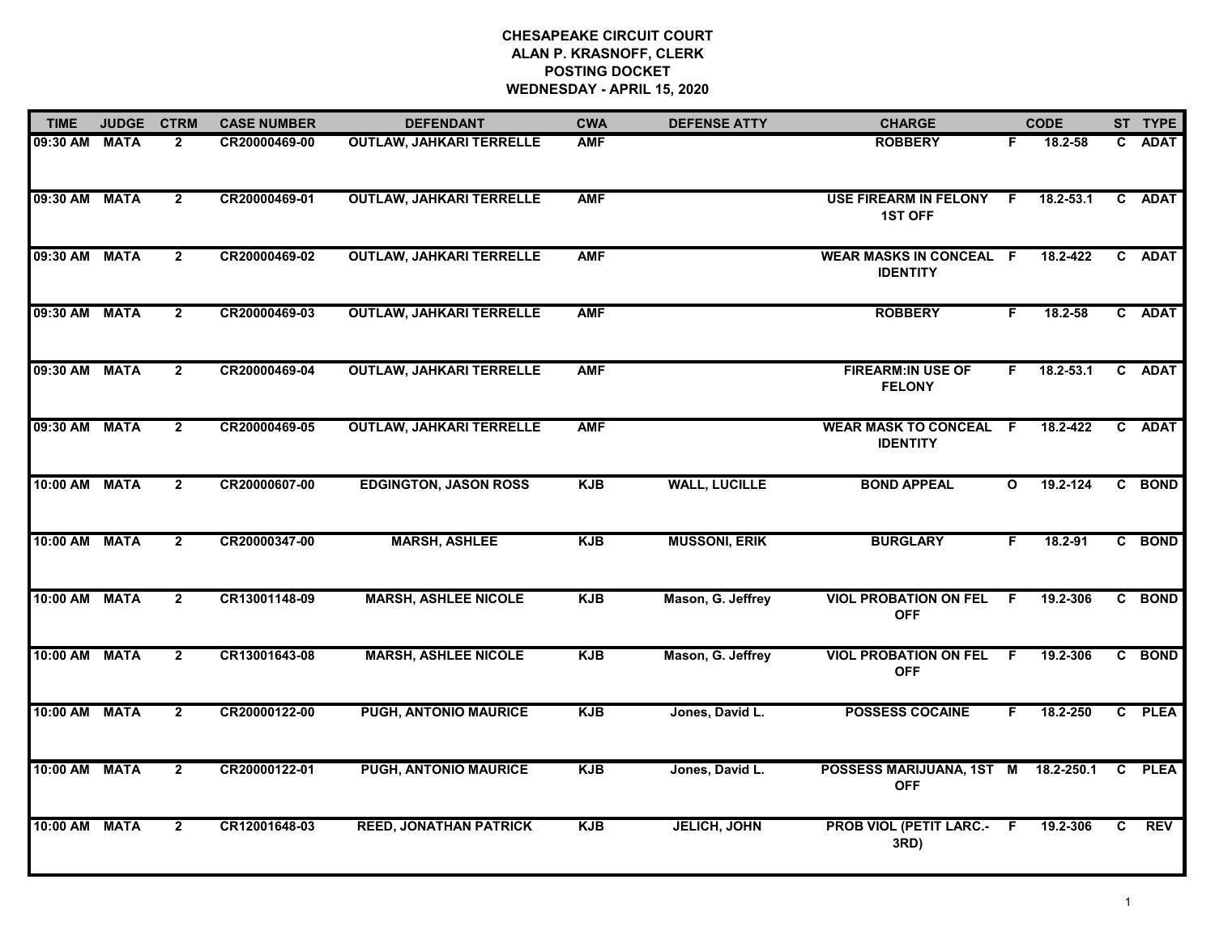**CHESAPEAKE CIRCUIT COURT**
**ALAN P. KRASNOFF, CLERK**
**POSTING DOCKET**
**WEDNESDAY - APRIL 15, 2020**

| TIME | JUDGE | CTRM | CASE NUMBER | DEFENDANT | CWA | DEFENSE ATTY | CHARGE | | CODE | ST | TYPE |
|---|---|---|---|---|---|---|---|---|---|---|---|
| 09:30 AM | MATA | 2 | CR20000469-00 | OUTLAW, JAHKARI TERRELLE | AMF | | ROBBERY | F | 18.2-58 | C | ADAT |
| 09:30 AM | MATA | 2 | CR20000469-01 | OUTLAW, JAHKARI TERRELLE | AMF | | USE FIREARM IN FELONY 1ST OFF | F | 18.2-53.1 | C | ADAT |
| 09:30 AM | MATA | 2 | CR20000469-02 | OUTLAW, JAHKARI TERRELLE | AMF | | WEAR MASKS IN CONCEAL IDENTITY | F | 18.2-422 | C | ADAT |
| 09:30 AM | MATA | 2 | CR20000469-03 | OUTLAW, JAHKARI TERRELLE | AMF | | ROBBERY | F | 18.2-58 | C | ADAT |
| 09:30 AM | MATA | 2 | CR20000469-04 | OUTLAW, JAHKARI TERRELLE | AMF | | FIREARM:IN USE OF FELONY | F | 18.2-53.1 | C | ADAT |
| 09:30 AM | MATA | 2 | CR20000469-05 | OUTLAW, JAHKARI TERRELLE | AMF | | WEAR MASK TO CONCEAL IDENTITY | F | 18.2-422 | C | ADAT |
| 10:00 AM | MATA | 2 | CR20000607-00 | EDGINGTON, JASON ROSS | KJB | WALL, LUCILLE | BOND APPEAL | O | 19.2-124 | C | BOND |
| 10:00 AM | MATA | 2 | CR20000347-00 | MARSH, ASHLEE | KJB | MUSSONI, ERIK | BURGLARY | F | 18.2-91 | C | BOND |
| 10:00 AM | MATA | 2 | CR13001148-09 | MARSH, ASHLEE NICOLE | KJB | Mason, G. Jeffrey | VIOL PROBATION ON FEL OFF | F | 19.2-306 | C | BOND |
| 10:00 AM | MATA | 2 | CR13001643-08 | MARSH, ASHLEE NICOLE | KJB | Mason, G. Jeffrey | VIOL PROBATION ON FEL OFF | F | 19.2-306 | C | BOND |
| 10:00 AM | MATA | 2 | CR20000122-00 | PUGH, ANTONIO MAURICE | KJB | Jones, David L. | POSSESS COCAINE | F | 18.2-250 | C | PLEA |
| 10:00 AM | MATA | 2 | CR20000122-01 | PUGH, ANTONIO MAURICE | KJB | Jones, David L. | POSSESS MARIJUANA, 1ST OFF | M | 18.2-250.1 | C | PLEA |
| 10:00 AM | MATA | 2 | CR12001648-03 | REED, JONATHAN PATRICK | KJB | JELICH, JOHN | PROB VIOL (PETIT LARC.- 3RD) | F | 19.2-306 | C | REV |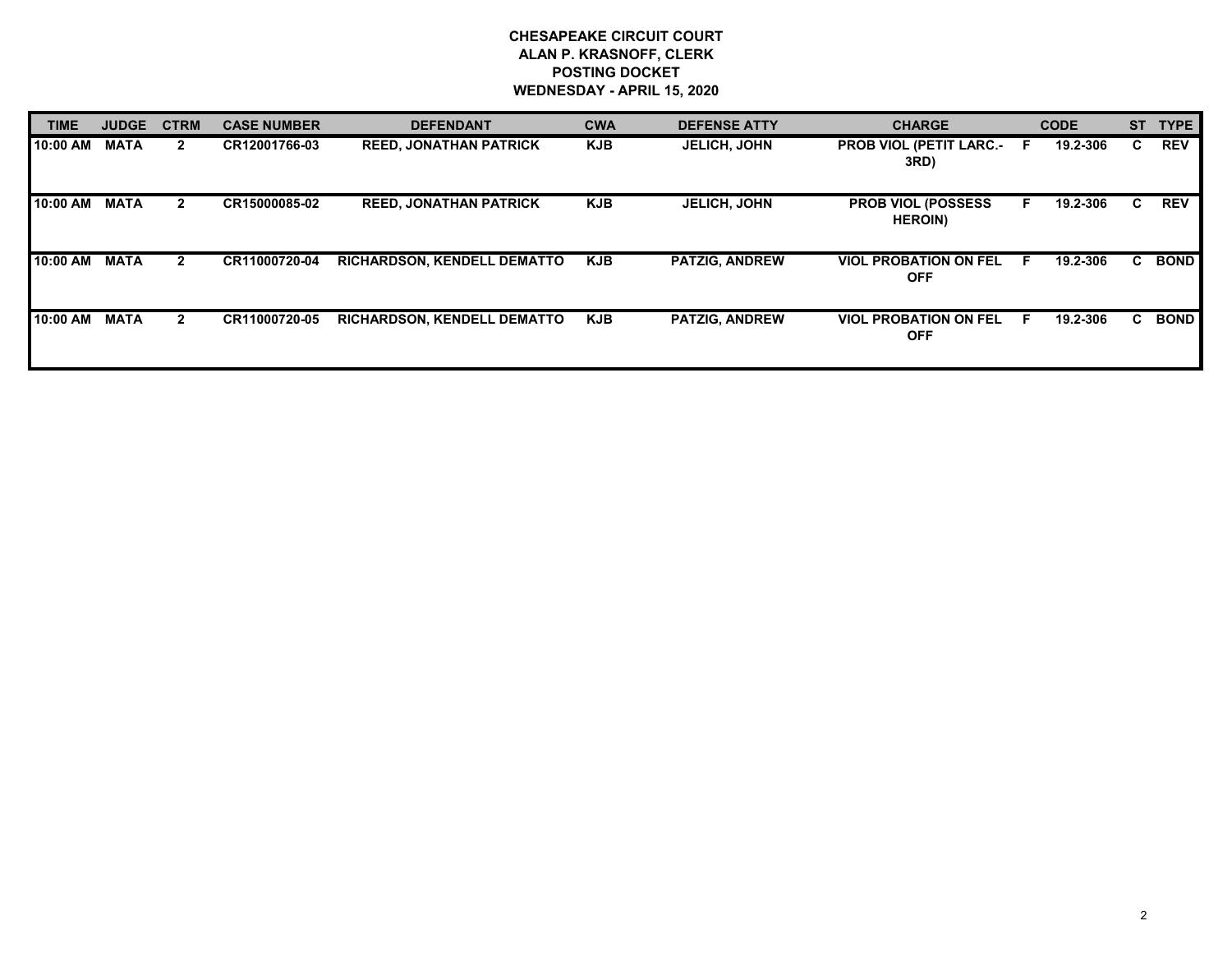**CHESAPEAKE CIRCUIT COURT**
**ALAN P. KRASNOFF, CLERK**
**POSTING DOCKET**
**WEDNESDAY - APRIL 15, 2020**

| TIME | JUDGE | CTRM | CASE NUMBER | DEFENDANT | CWA | DEFENSE ATTY | CHARGE | | CODE | ST | TYPE |
|---|---|---|---|---|---|---|---|---|---|---|---|
| 10:00 AM | MATA | 2 | CR12001766-03 | REED, JONATHAN PATRICK | KJB | JELICH, JOHN | PROB VIOL (PETIT LARC.-3RD) | F | 19.2-306 | C | REV |
| 10:00 AM | MATA | 2 | CR15000085-02 | REED, JONATHAN PATRICK | KJB | JELICH, JOHN | PROB VIOL (POSSESS HEROIN) | F | 19.2-306 | C | REV |
| 10:00 AM | MATA | 2 | CR11000720-04 | RICHARDSON, KENDELL DEMATTO | KJB | PATZIG, ANDREW | VIOL PROBATION ON FEL OFF | F | 19.2-306 | C | BOND |
| 10:00 AM | MATA | 2 | CR11000720-05 | RICHARDSON, KENDELL DEMATTO | KJB | PATZIG, ANDREW | VIOL PROBATION ON FEL OFF | F | 19.2-306 | C | BOND |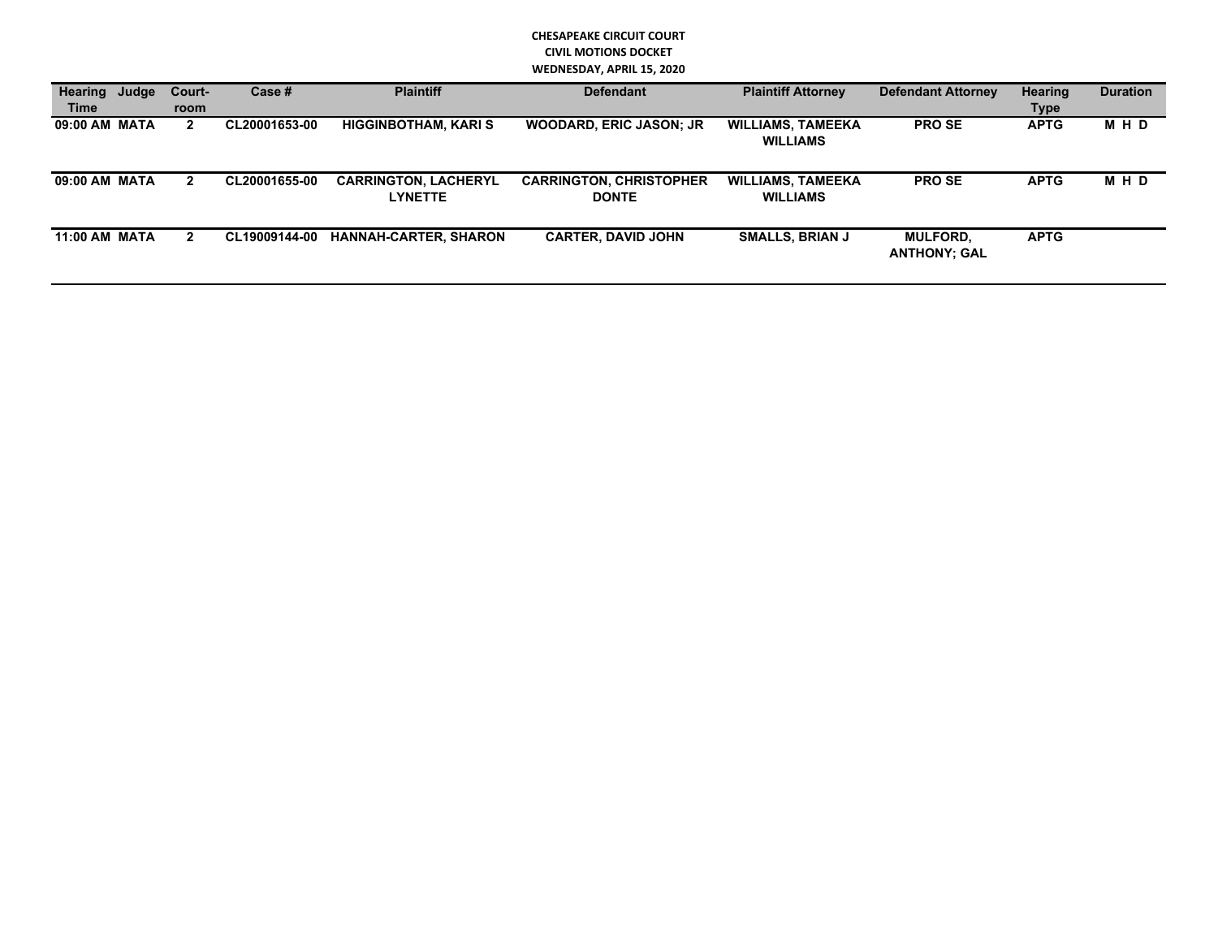**CHESAPEAKE CIRCUIT COURT**
**CIVIL MOTIONS DOCKET**
**WEDNESDAY, APRIL 15, 2020**

| Hearing Time | Judge | Court-room | Case # | Plaintiff | Defendant | Plaintiff Attorney | Defendant Attorney | Hearing Type | Duration |
|---|---|---|---|---|---|---|---|---|---|
| 09:00 AM | MATA | 2 | CL20001653-00 | HIGGINBOTHAM, KARI S | WOODARD, ERIC JASON; JR | WILLIAMS, TAMEEKA WILLIAMS | PRO SE | APTG | M H D |
| 09:00 AM | MATA | 2 | CL20001655-00 | CARRINGTON, LACHERYL LYNETTE | CARRINGTON, CHRISTOPHER DONTE | WILLIAMS, TAMEEKA WILLIAMS | PRO SE | APTG | M H D |
| 11:00 AM | MATA | 2 | CL19009144-00 | HANNAH-CARTER, SHARON | CARTER, DAVID JOHN | SMALLS, BRIAN J | MULFORD, ANTHONY; GAL | APTG | |